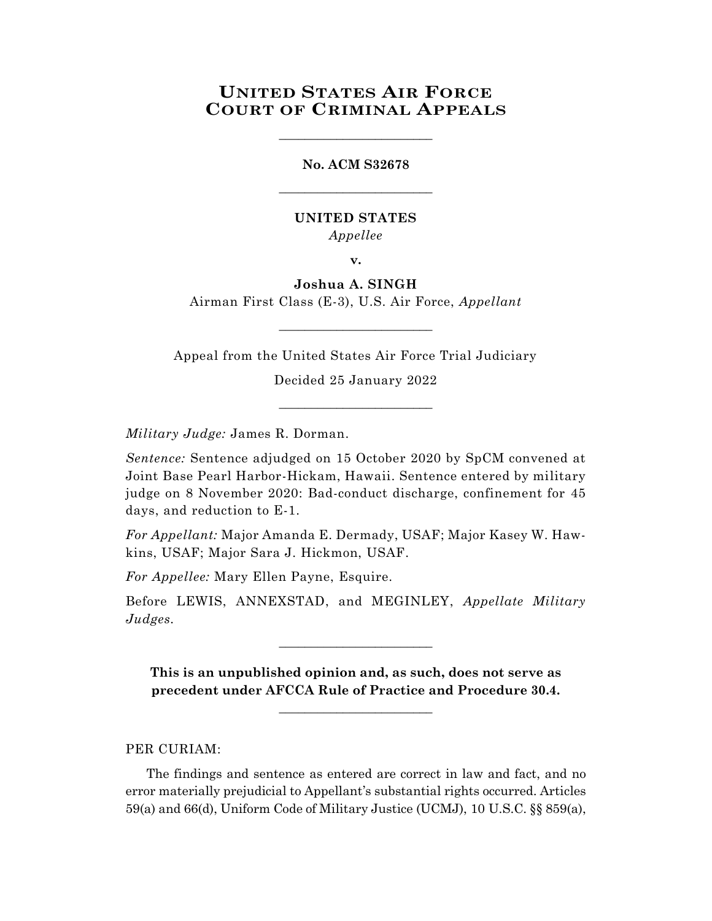# UNITED STATES AIR FORCE COURT OF CRIMINAL APPEALS

________________________

**No. ACM S32678**

________________________

**UNITED STATES**
*Appellee*

**v.**

**Joshua A. SINGH**
Airman First Class (E-3), U.S. Air Force, *Appellant*

________________________

Appeal from the United States Air Force Trial Judiciary

Decided 25 January 2022

________________________

*Military Judge:* James R. Dorman.

*Sentence:* Sentence adjudged on 15 October 2020 by SpCM convened at Joint Base Pearl Harbor-Hickam, Hawaii. Sentence entered by military judge on 8 November 2020: Bad-conduct discharge, confinement for 45 days, and reduction to E-1.

*For Appellant:* Major Amanda E. Dermady, USAF; Major Kasey W. Hawkins, USAF; Major Sara J. Hickmon, USAF.

*For Appellee:* Mary Ellen Payne, Esquire.

Before LEWIS, ANNEXSTAD, and MEGINLEY, *Appellate Military Judges*.

________________________

**This is an unpublished opinion and, as such, does not serve as precedent under AFCCA Rule of Practice and Procedure 30.4.**

________________________

PER CURIAM:

The findings and sentence as entered are correct in law and fact, and no error materially prejudicial to Appellant's substantial rights occurred. Articles 59(a) and 66(d), Uniform Code of Military Justice (UCMJ), 10 U.S.C. §§ 859(a),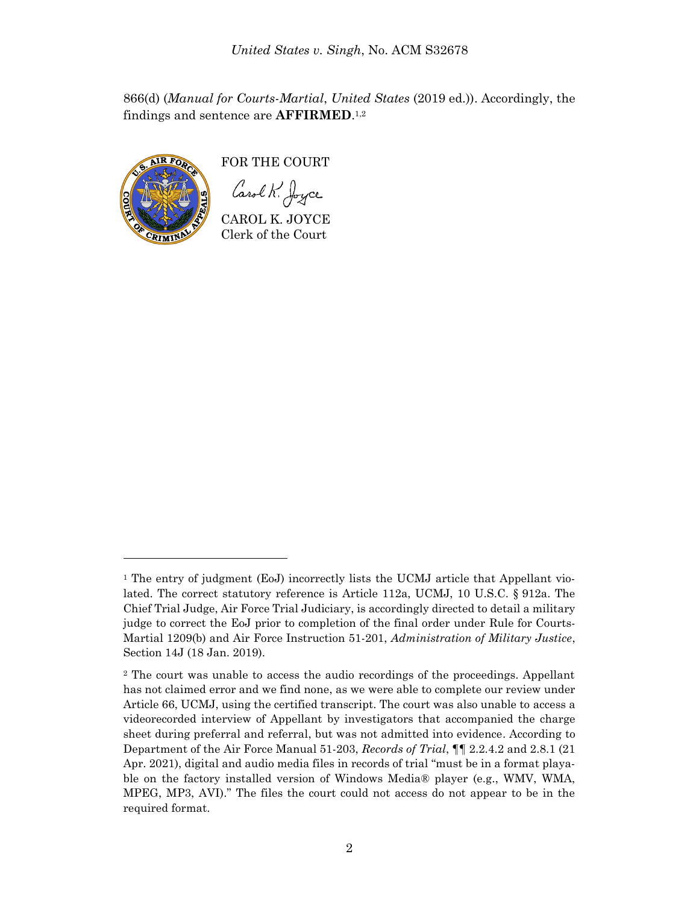866(d) (*Manual for Courts-Martial*, *United States* (2019 ed.)). Accordingly, the findings and sentence are **AFFIRMED**.[1,2]

FOR THE COURT

CAROL K. JOYCE
Clerk of the Court

---

[1] The entry of judgment (EoJ) incorrectly lists the UCMJ article that Appellant violated. The correct statutory reference is Article 112a, UCMJ, 10 U.S.C. § 912a. The Chief Trial Judge, Air Force Trial Judiciary, is accordingly directed to detail a military judge to correct the EoJ prior to completion of the final order under Rule for Courts-Martial 1209(b) and Air Force Instruction 51-201, *Administration of Military Justice*, Section 14J (18 Jan. 2019).

[2] The court was unable to access the audio recordings of the proceedings. Appellant has not claimed error and we find none, as we were able to complete our review under Article 66, UCMJ, using the certified transcript. The court was also unable to access a videorecorded interview of Appellant by investigators that accompanied the charge sheet during preferral and referral, but was not admitted into evidence. According to Department of the Air Force Manual 51-203, *Records of Trial*, ¶¶ 2.2.4.2 and 2.8.1 (21 Apr. 2021), digital and audio media files in records of trial "must be in a format playable on the factory installed version of Windows Media® player (e.g., WMV, WMA, MPEG, MP3, AVI)." The files the court could not access do not appear to be in the required format.